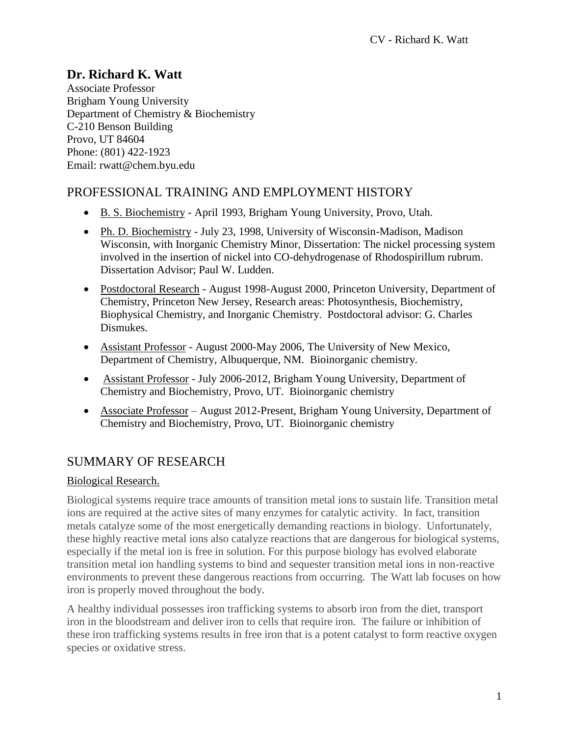# Dr. Richard K. Watt

Associate Professor
Brigham Young University
Department of Chemistry & Biochemistry
C-210 Benson Building
Provo, UT 84604
Phone: (801) 422-1923
Email: rwatt@chem.byu.edu

## PROFESSIONAL TRAINING AND EMPLOYMENT HISTORY

- B. S. Biochemistry - April 1993, Brigham Young University, Provo, Utah.
- Ph. D. Biochemistry - July 23, 1998, University of Wisconsin-Madison, Madison Wisconsin, with Inorganic Chemistry Minor, Dissertation: The nickel processing system involved in the insertion of nickel into CO-dehydrogenase of Rhodospirillum rubrum. Dissertation Advisor; Paul W. Ludden.
- Postdoctoral Research - August 1998-August 2000, Princeton University, Department of Chemistry, Princeton New Jersey, Research areas: Photosynthesis, Biochemistry, Biophysical Chemistry, and Inorganic Chemistry. Postdoctoral advisor: G. Charles Dismukes.
- Assistant Professor - August 2000-May 2006, The University of New Mexico, Department of Chemistry, Albuquerque, NM. Bioinorganic chemistry.
- Assistant Professor - July 2006-2012, Brigham Young University, Department of Chemistry and Biochemistry, Provo, UT. Bioinorganic chemistry
- Associate Professor – August 2012-Present, Brigham Young University, Department of Chemistry and Biochemistry, Provo, UT. Bioinorganic chemistry

## SUMMARY OF RESEARCH

### Biological Research.

Biological systems require trace amounts of transition metal ions to sustain life. Transition metal ions are required at the active sites of many enzymes for catalytic activity. In fact, transition metals catalyze some of the most energetically demanding reactions in biology. Unfortunately, these highly reactive metal ions also catalyze reactions that are dangerous for biological systems, especially if the metal ion is free in solution. For this purpose biology has evolved elaborate transition metal ion handling systems to bind and sequester transition metal ions in non-reactive environments to prevent these dangerous reactions from occurring. The Watt lab focuses on how iron is properly moved throughout the body.

A healthy individual possesses iron trafficking systems to absorb iron from the diet, transport iron in the bloodstream and deliver iron to cells that require iron. The failure or inhibition of these iron trafficking systems results in free iron that is a potent catalyst to form reactive oxygen species or oxidative stress.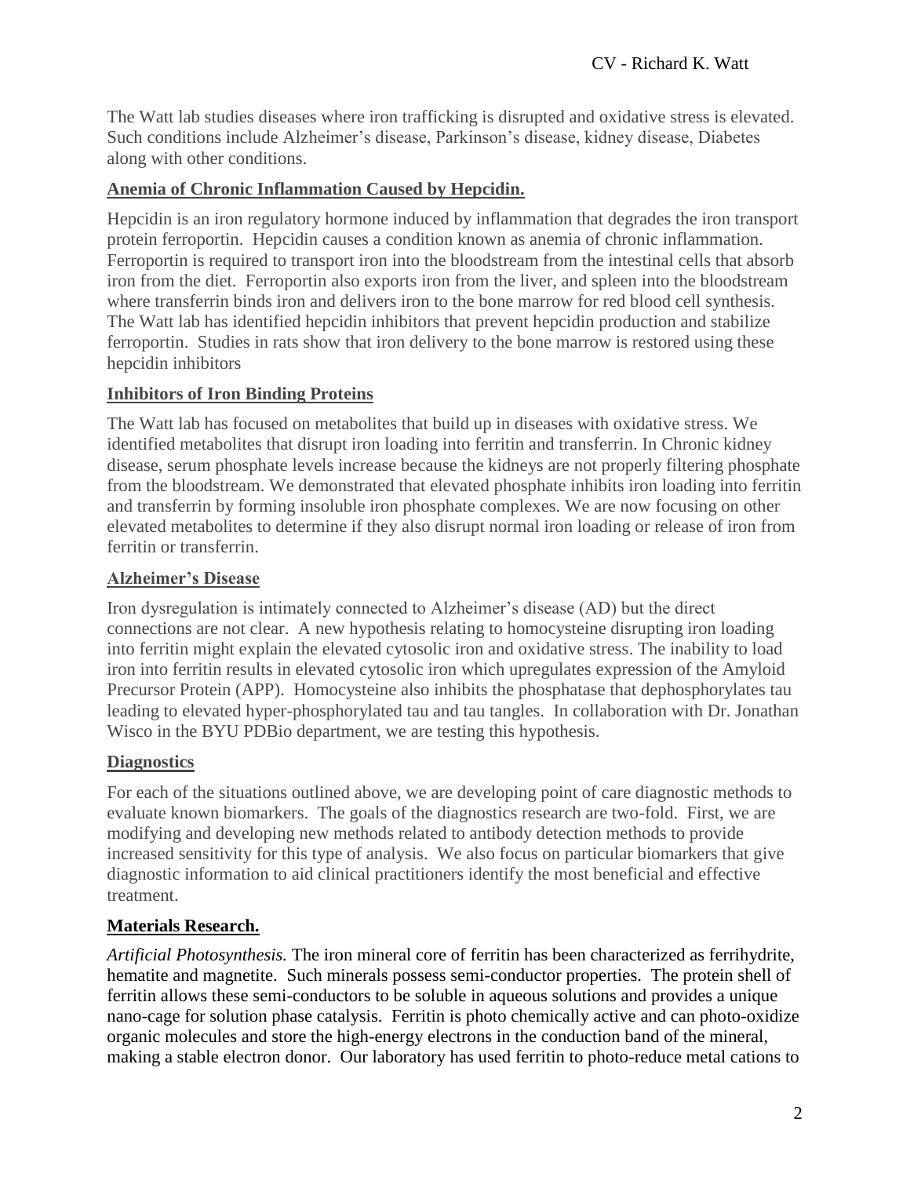The Watt lab studies diseases where iron trafficking is disrupted and oxidative stress is elevated. Such conditions include Alzheimer's disease, Parkinson's disease, kidney disease, Diabetes along with other conditions.

## Anemia of Chronic Inflammation Caused by Hepcidin.

Hepcidin is an iron regulatory hormone induced by inflammation that degrades the iron transport protein ferroportin. Hepcidin causes a condition known as anemia of chronic inflammation. Ferroportin is required to transport iron into the bloodstream from the intestinal cells that absorb iron from the diet. Ferroportin also exports iron from the liver, and spleen into the bloodstream where transferrin binds iron and delivers iron to the bone marrow for red blood cell synthesis. The Watt lab has identified hepcidin inhibitors that prevent hepcidin production and stabilize ferroportin. Studies in rats show that iron delivery to the bone marrow is restored using these hepcidin inhibitors

## Inhibitors of Iron Binding Proteins

The Watt lab has focused on metabolites that build up in diseases with oxidative stress. We identified metabolites that disrupt iron loading into ferritin and transferrin. In Chronic kidney disease, serum phosphate levels increase because the kidneys are not properly filtering phosphate from the bloodstream. We demonstrated that elevated phosphate inhibits iron loading into ferritin and transferrin by forming insoluble iron phosphate complexes. We are now focusing on other elevated metabolites to determine if they also disrupt normal iron loading or release of iron from ferritin or transferrin.

## Alzheimer's Disease

Iron dysregulation is intimately connected to Alzheimer's disease (AD) but the direct connections are not clear. A new hypothesis relating to homocysteine disrupting iron loading into ferritin might explain the elevated cytosolic iron and oxidative stress. The inability to load iron into ferritin results in elevated cytosolic iron which upregulates expression of the Amyloid Precursor Protein (APP). Homocysteine also inhibits the phosphatase that dephosphorylates tau leading to elevated hyper-phosphorylated tau and tau tangles. In collaboration with Dr. Jonathan Wisco in the BYU PDBio department, we are testing this hypothesis.

## Diagnostics

For each of the situations outlined above, we are developing point of care diagnostic methods to evaluate known biomarkers. The goals of the diagnostics research are two-fold. First, we are modifying and developing new methods related to antibody detection methods to provide increased sensitivity for this type of analysis. We also focus on particular biomarkers that give diagnostic information to aid clinical practitioners identify the most beneficial and effective treatment.

## Materials Research.

*Artificial Photosynthesis.* The iron mineral core of ferritin has been characterized as ferrihydrite, hematite and magnetite. Such minerals possess semi-conductor properties. The protein shell of ferritin allows these semi-conductors to be soluble in aqueous solutions and provides a unique nano-cage for solution phase catalysis. Ferritin is photo chemically active and can photo-oxidize organic molecules and store the high-energy electrons in the conduction band of the mineral, making a stable electron donor. Our laboratory has used ferritin to photo-reduce metal cations to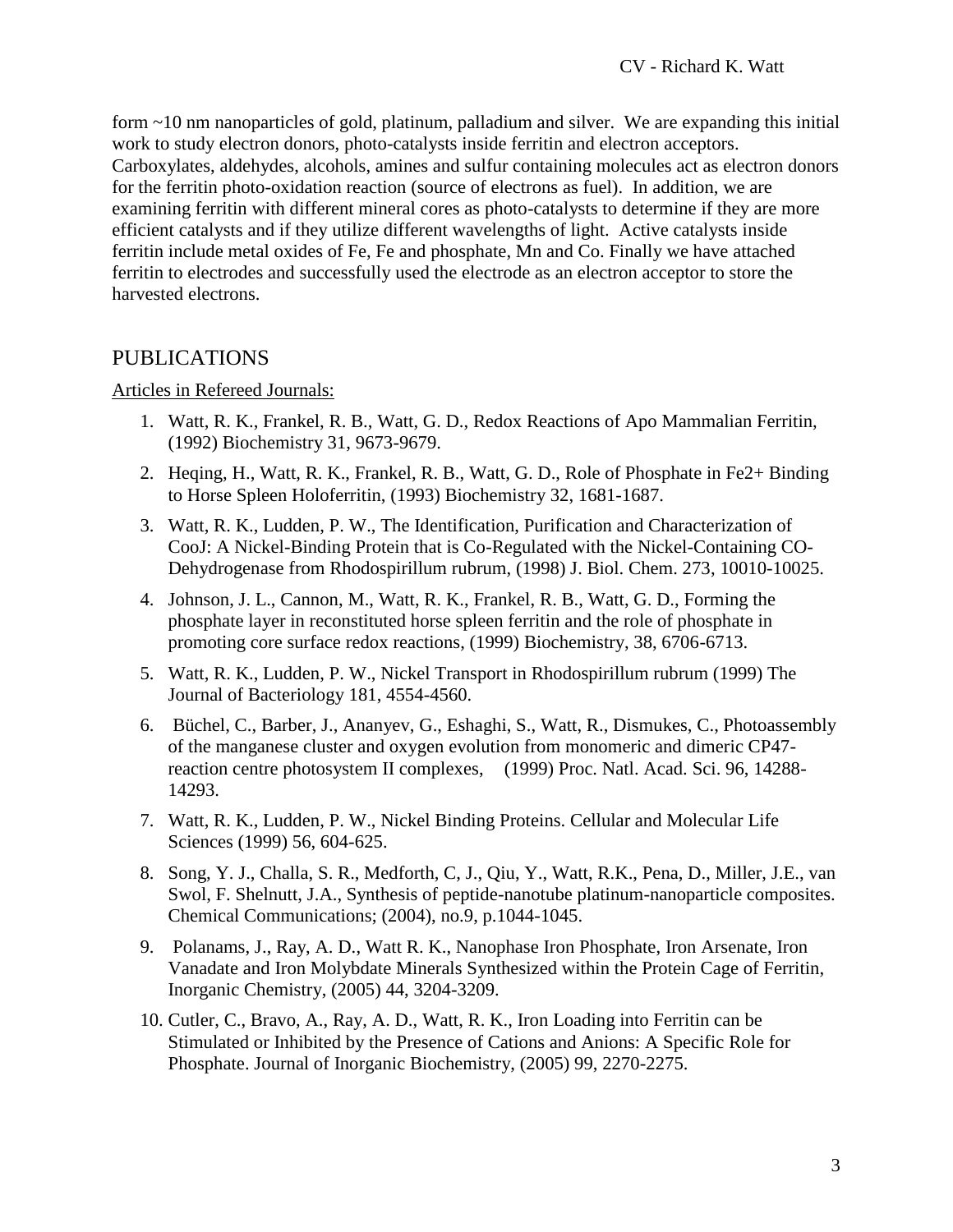form ~10 nm nanoparticles of gold, platinum, palladium and silver. We are expanding this initial work to study electron donors, photo-catalysts inside ferritin and electron acceptors. Carboxylates, aldehydes, alcohols, amines and sulfur containing molecules act as electron donors for the ferritin photo-oxidation reaction (source of electrons as fuel). In addition, we are examining ferritin with different mineral cores as photo-catalysts to determine if they are more efficient catalysts and if they utilize different wavelengths of light. Active catalysts inside ferritin include metal oxides of Fe, Fe and phosphate, Mn and Co. Finally we have attached ferritin to electrodes and successfully used the electrode as an electron acceptor to store the harvested electrons.

## PUBLICATIONS

Articles in Refereed Journals:

1. Watt, R. K., Frankel, R. B., Watt, G. D., Redox Reactions of Apo Mammalian Ferritin, (1992) Biochemistry 31, 9673-9679.
2. Heqing, H., Watt, R. K., Frankel, R. B., Watt, G. D., Role of Phosphate in Fe2+ Binding to Horse Spleen Holoferritin, (1993) Biochemistry 32, 1681-1687.
3. Watt, R. K., Ludden, P. W., The Identification, Purification and Characterization of CooJ: A Nickel-Binding Protein that is Co-Regulated with the Nickel-Containing CO-Dehydrogenase from Rhodospirillum rubrum, (1998) J. Biol. Chem. 273, 10010-10025.
4. Johnson, J. L., Cannon, M., Watt, R. K., Frankel, R. B., Watt, G. D., Forming the phosphate layer in reconstituted horse spleen ferritin and the role of phosphate in promoting core surface redox reactions, (1999) Biochemistry, 38, 6706-6713.
5. Watt, R. K., Ludden, P. W., Nickel Transport in Rhodospirillum rubrum (1999) The Journal of Bacteriology 181, 4554-4560.
6. Büchel, C., Barber, J., Ananyev, G., Eshaghi, S., Watt, R., Dismukes, C., Photoassembly of the manganese cluster and oxygen evolution from monomeric and dimeric CP47-reaction centre photosystem II complexes, (1999) Proc. Natl. Acad. Sci. 96, 14288-14293.
7. Watt, R. K., Ludden, P. W., Nickel Binding Proteins. Cellular and Molecular Life Sciences (1999) 56, 604-625.
8. Song, Y. J., Challa, S. R., Medforth, C, J., Qiu, Y., Watt, R.K., Pena, D., Miller, J.E., van Swol, F. Shelnutt, J.A., Synthesis of peptide-nanotube platinum-nanoparticle composites. Chemical Communications; (2004), no.9, p.1044-1045.
9. Polanams, J., Ray, A. D., Watt R. K., Nanophase Iron Phosphate, Iron Arsenate, Iron Vanadate and Iron Molybdate Minerals Synthesized within the Protein Cage of Ferritin, Inorganic Chemistry, (2005) 44, 3204-3209.
10. Cutler, C., Bravo, A., Ray, A. D., Watt, R. K., Iron Loading into Ferritin can be Stimulated or Inhibited by the Presence of Cations and Anions: A Specific Role for Phosphate. Journal of Inorganic Biochemistry, (2005) 99, 2270-2275.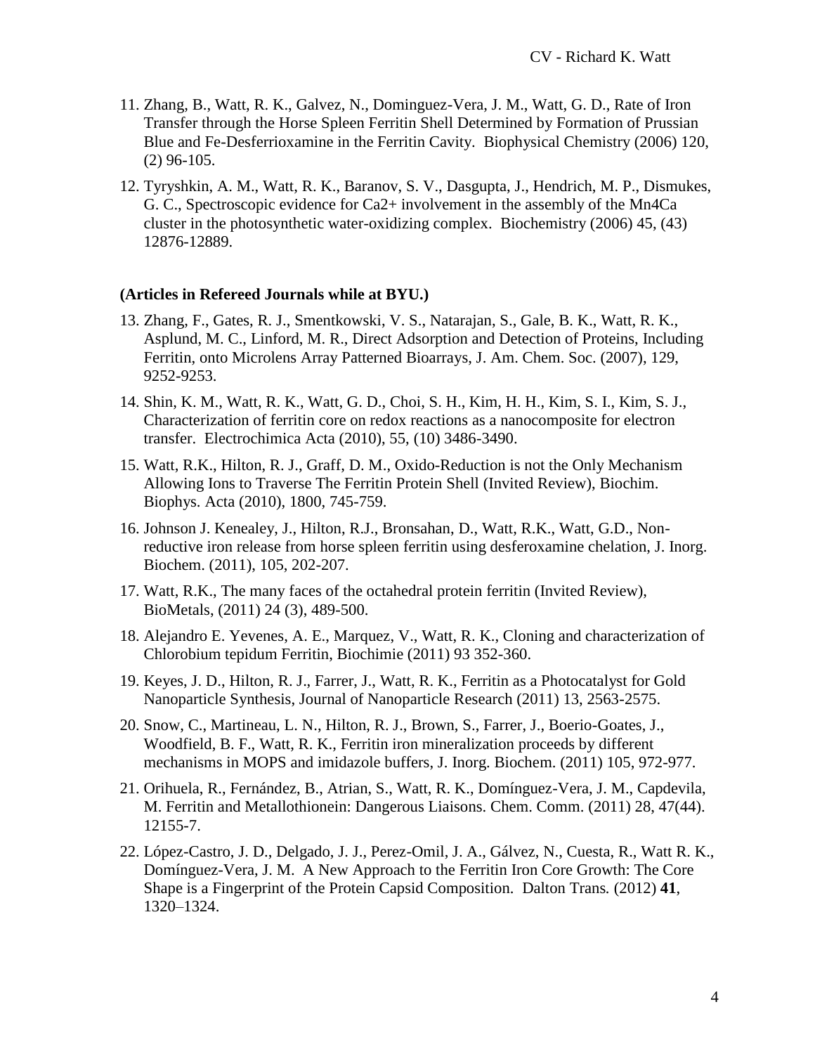11. Zhang, B., Watt, R. K., Galvez, N., Dominguez-Vera, J. M., Watt, G. D., Rate of Iron Transfer through the Horse Spleen Ferritin Shell Determined by Formation of Prussian Blue and Fe-Desferrioxamine in the Ferritin Cavity. Biophysical Chemistry (2006) 120, (2) 96-105.

12. Tyryshkin, A. M., Watt, R. K., Baranov, S. V., Dasgupta, J., Hendrich, M. P., Dismukes, G. C., Spectroscopic evidence for Ca2+ involvement in the assembly of the Mn4Ca cluster in the photosynthetic water-oxidizing complex. Biochemistry (2006) 45, (43) 12876-12889.

**(Articles in Refereed Journals while at BYU.)**

13. Zhang, F., Gates, R. J., Smentkowski, V. S., Natarajan, S., Gale, B. K., Watt, R. K., Asplund, M. C., Linford, M. R., Direct Adsorption and Detection of Proteins, Including Ferritin, onto Microlens Array Patterned Bioarrays, J. Am. Chem. Soc. (2007), 129, 9252-9253.

14. Shin, K. M., Watt, R. K., Watt, G. D., Choi, S. H., Kim, H. H., Kim, S. I., Kim, S. J., Characterization of ferritin core on redox reactions as a nanocomposite for electron transfer. Electrochimica Acta (2010), 55, (10) 3486-3490.

15. Watt, R.K., Hilton, R. J., Graff, D. M., Oxido-Reduction is not the Only Mechanism Allowing Ions to Traverse The Ferritin Protein Shell (Invited Review), Biochim. Biophys. Acta (2010), 1800, 745-759.

16. Johnson J. Kenealey, J., Hilton, R.J., Bronsahan, D., Watt, R.K., Watt, G.D., Non-reductive iron release from horse spleen ferritin using desferoxamine chelation, J. Inorg. Biochem. (2011), 105, 202-207.

17. Watt, R.K., The many faces of the octahedral protein ferritin (Invited Review), BioMetals, (2011) 24 (3), 489-500.

18. Alejandro E. Yevenes, A. E., Marquez, V., Watt, R. K., Cloning and characterization of Chlorobium tepidum Ferritin, Biochimie (2011) 93 352-360.

19. Keyes, J. D., Hilton, R. J., Farrer, J., Watt, R. K., Ferritin as a Photocatalyst for Gold Nanoparticle Synthesis, Journal of Nanoparticle Research (2011) 13, 2563-2575.

20. Snow, C., Martineau, L. N., Hilton, R. J., Brown, S., Farrer, J., Boerio-Goates, J., Woodfield, B. F., Watt, R. K., Ferritin iron mineralization proceeds by different mechanisms in MOPS and imidazole buffers, J. Inorg. Biochem. (2011) 105, 972-977.

21. Orihuela, R., Fernández, B., Atrian, S., Watt, R. K., Domínguez-Vera, J. M., Capdevila, M. Ferritin and Metallothionein: Dangerous Liaisons. Chem. Comm. (2011) 28, 47(44). 12155-7.

22. López-Castro, J. D., Delgado, J. J., Perez-Omil, J. A., Gálvez, N., Cuesta, R., Watt R. K., Domínguez-Vera, J. M. A New Approach to the Ferritin Iron Core Growth: The Core Shape is a Fingerprint of the Protein Capsid Composition. Dalton Trans. (2012) **41**, 1320–1324.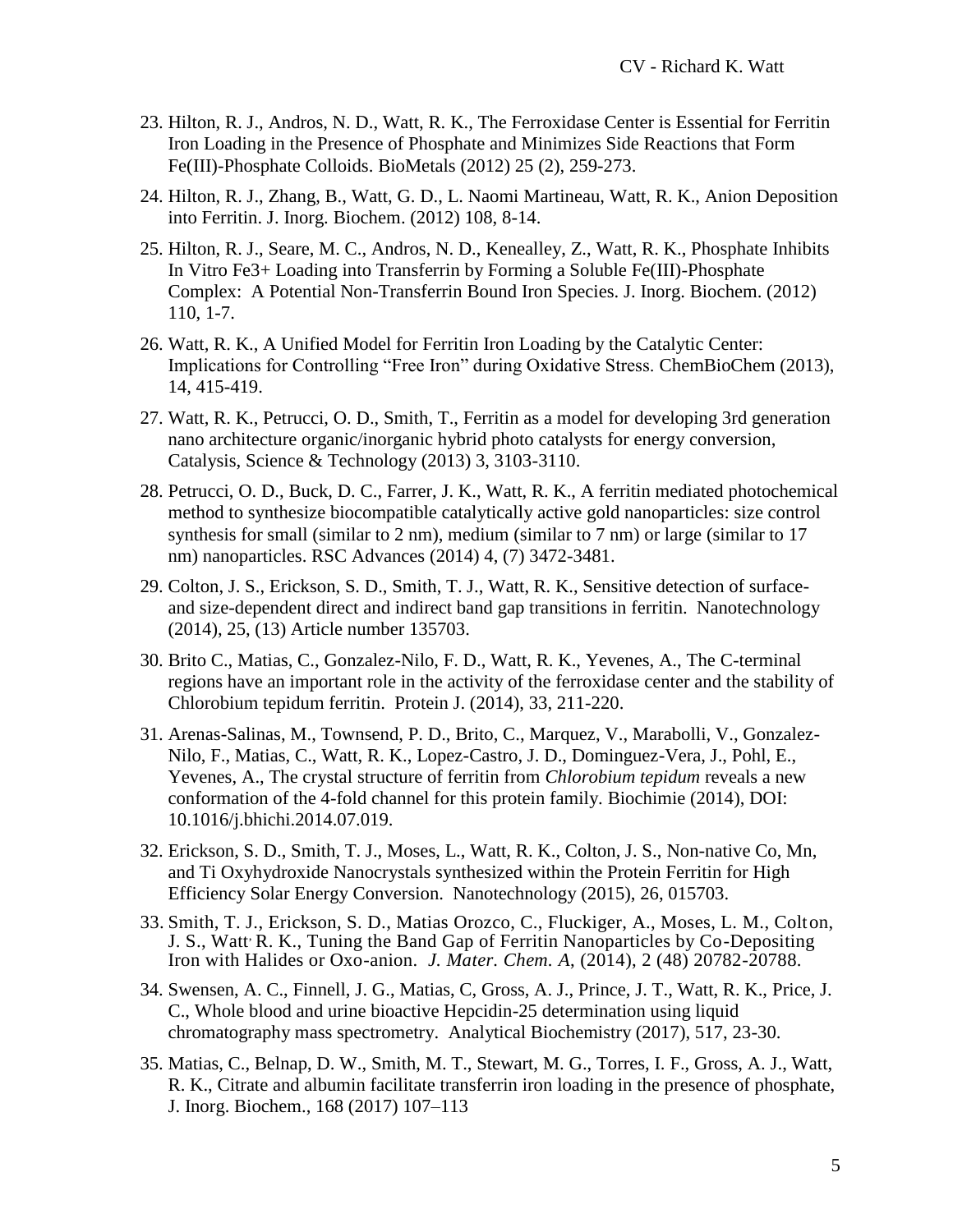23. Hilton, R. J., Andros, N. D., Watt, R. K., The Ferroxidase Center is Essential for Ferritin Iron Loading in the Presence of Phosphate and Minimizes Side Reactions that Form Fe(III)-Phosphate Colloids. BioMetals (2012) 25 (2), 259-273.
24. Hilton, R. J., Zhang, B., Watt, G. D., L. Naomi Martineau, Watt, R. K., Anion Deposition into Ferritin. J. Inorg. Biochem. (2012) 108, 8-14.
25. Hilton, R. J., Seare, M. C., Andros, N. D., Kenealley, Z., Watt, R. K., Phosphate Inhibits In Vitro $Fe^{3+}$ Loading into Transferrin by Forming a Soluble Fe(III)-Phosphate Complex: A Potential Non-Transferrin Bound Iron Species. J. Inorg. Biochem. (2012) 110, 1-7.
26. Watt, R. K., A Unified Model for Ferritin Iron Loading by the Catalytic Center: Implications for Controlling "Free Iron" during Oxidative Stress. ChemBioChem (2013), 14, 415-419.
27. Watt, R. K., Petrucci, O. D., Smith, T., Ferritin as a model for developing 3rd generation nano architecture organic/inorganic hybrid photo catalysts for energy conversion, Catalysis, Science & Technology (2013) 3, 3103-3110.
28. Petrucci, O. D., Buck, D. C., Farrer, J. K., Watt, R. K., A ferritin mediated photochemical method to synthesize biocompatible catalytically active gold nanoparticles: size control synthesis for small (similar to 2 nm), medium (similar to 7 nm) or large (similar to 17 nm) nanoparticles. RSC Advances (2014) 4, (7) 3472-3481.
29. Colton, J. S., Erickson, S. D., Smith, T. J., Watt, R. K., Sensitive detection of surface- and size-dependent direct and indirect band gap transitions in ferritin. Nanotechnology (2014), 25, (13) Article number 135703.
30. Brito C., Matias, C., Gonzalez-Nilo, F. D., Watt, R. K., Yevenes, A., The C-terminal regions have an important role in the activity of the ferroxidase center and the stability of Chlorobium tepidum ferritin. Protein J. (2014), 33, 211-220.
31. Arenas-Salinas, M., Townsend, P. D., Brito, C., Marquez, V., Marabolli, V., Gonzalez-Nilo, F., Matias, C., Watt, R. K., Lopez-Castro, J. D., Dominguez-Vera, J., Pohl, E., Yevenes, A., The crystal structure of ferritin from *Chlorobium tepidum* reveals a new conformation of the 4-fold channel for this protein family. Biochimie (2014), DOI: 10.1016/j.bhichi.2014.07.019.
32. Erickson, S. D., Smith, T. J., Moses, L., Watt, R. K., Colton, J. S., Non-native Co, Mn, and Ti Oxyhydroxide Nanocrystals synthesized within the Protein Ferritin for High Efficiency Solar Energy Conversion. Nanotechnology (2015), 26, 015703.
33. Smith, T. J., Erickson, S. D., Matias Orozco, C., Fluckiger, A., Moses, L. M., Colton, J. S., Watt, R. K., Tuning the Band Gap of Ferritin Nanoparticles by Co-Depositing Iron with Halides or Oxo-anion. *J. Mater. Chem. A,* (2014), 2 (48) 20782-20788.
34. Swensen, A. C., Finnell, J. G., Matias, C, Gross, A. J., Prince, J. T., Watt, R. K., Price, J. C., Whole blood and urine bioactive Hepcidin-25 determination using liquid chromatography mass spectrometry. Analytical Biochemistry (2017), 517, 23-30.
35. Matias, C., Belnap, D. W., Smith, M. T., Stewart, M. G., Torres, I. F., Gross, A. J., Watt, R. K., Citrate and albumin facilitate transferrin iron loading in the presence of phosphate, J. Inorg. Biochem., 168 (2017) 107–113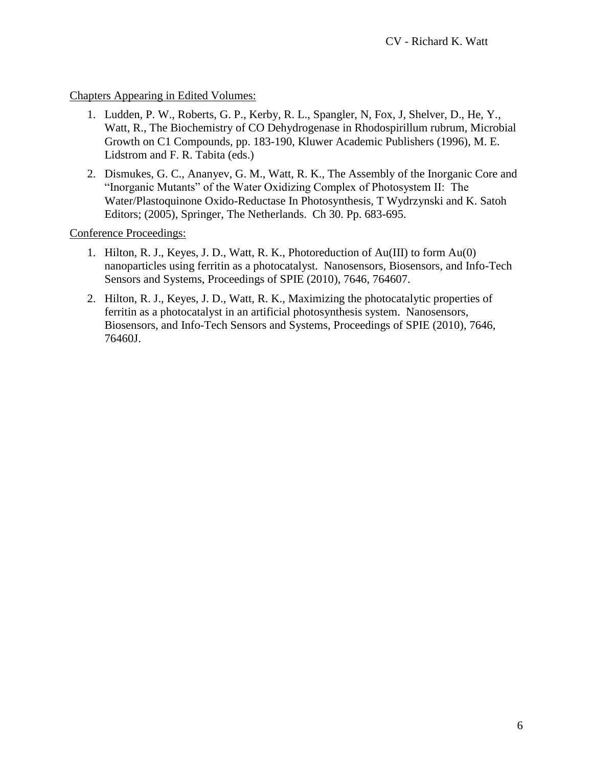Chapters Appearing in Edited Volumes:

1. Ludden, P. W., Roberts, G. P., Kerby, R. L., Spangler, N, Fox, J, Shelver, D., He, Y., Watt, R., The Biochemistry of CO Dehydrogenase in Rhodospirillum rubrum, Microbial Growth on C1 Compounds, pp. 183-190, Kluwer Academic Publishers (1996), M. E. Lidstrom and F. R. Tabita (eds.)
2. Dismukes, G. C., Ananyev, G. M., Watt, R. K., The Assembly of the Inorganic Core and "Inorganic Mutants" of the Water Oxidizing Complex of Photosystem II: The Water/Plastoquinone Oxido-Reductase In Photosynthesis, T Wydrzynski and K. Satoh Editors; (2005), Springer, The Netherlands. Ch 30. Pp. 683-695.

Conference Proceedings:

1. Hilton, R. J., Keyes, J. D., Watt, R. K., Photoreduction of Au(III) to form Au(0) nanoparticles using ferritin as a photocatalyst. Nanosensors, Biosensors, and Info-Tech Sensors and Systems, Proceedings of SPIE (2010), 7646, 764607.
2. Hilton, R. J., Keyes, J. D., Watt, R. K., Maximizing the photocatalytic properties of ferritin as a photocatalyst in an artificial photosynthesis system. Nanosensors, Biosensors, and Info-Tech Sensors and Systems, Proceedings of SPIE (2010), 7646, 76460J.